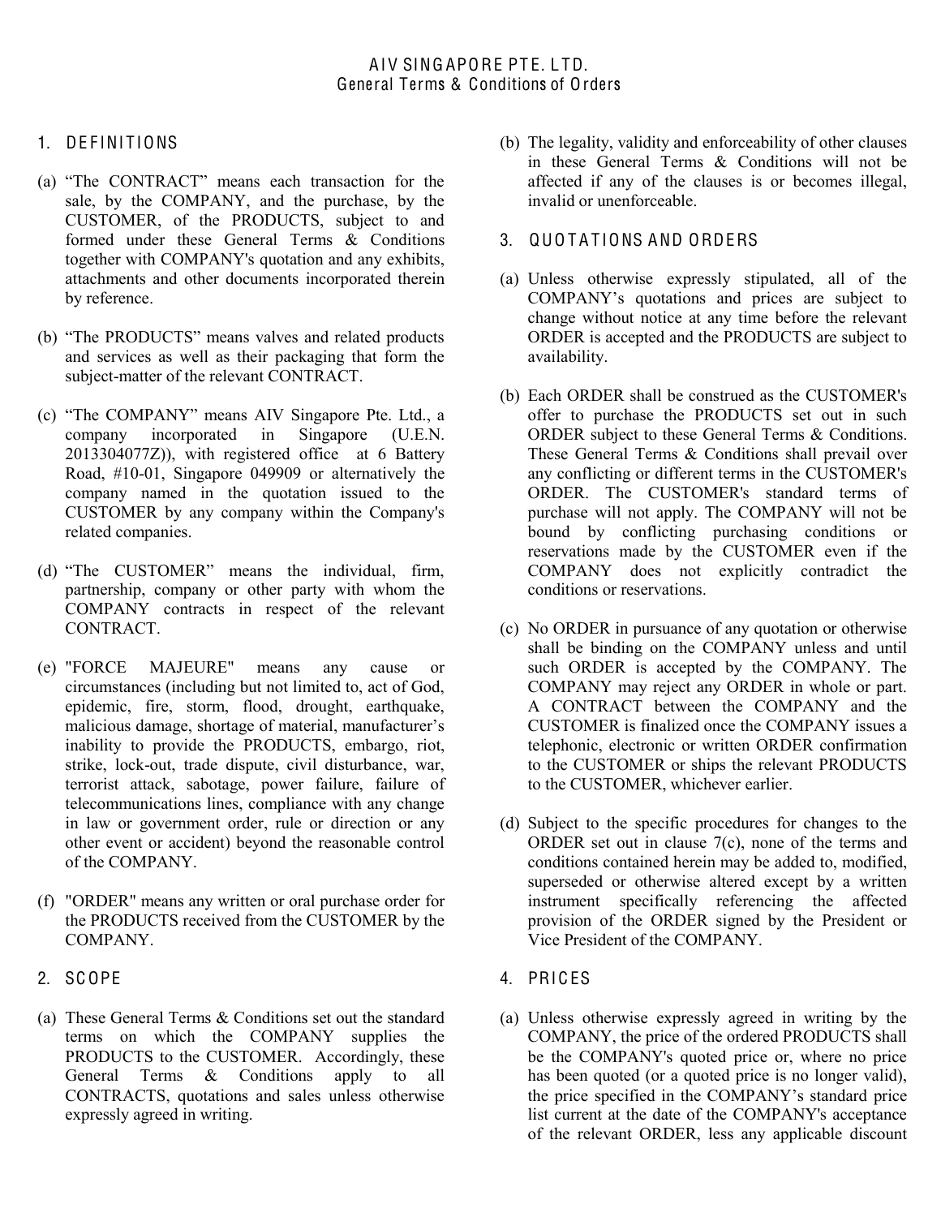# AIV SINGAPORE PTE. LTD.
## General Terms & Conditions of Orders

## 1. DEFINITIONS

(a) “The CONTRACT” means each transaction for the sale, by the COMPANY, and the purchase, by the CUSTOMER, of the PRODUCTS, subject to and formed under these General Terms & Conditions together with COMPANY's quotation and any exhibits, attachments and other documents incorporated therein by reference.

(b) “The PRODUCTS” means valves and related products and services as well as their packaging that form the subject-matter of the relevant CONTRACT.

(c) “The COMPANY” means AIV Singapore Pte. Ltd., a company incorporated in Singapore (U.E.N. 2013304077Z)), with registered office at 6 Battery Road, #10-01, Singapore 049909 or alternatively the company named in the quotation issued to the CUSTOMER by any company within the Company's related companies.

(d) “The CUSTOMER” means the individual, firm, partnership, company or other party with whom the COMPANY contracts in respect of the relevant CONTRACT.

(e) "FORCE MAJEURE" means any cause or circumstances (including but not limited to, act of God, epidemic, fire, storm, flood, drought, earthquake, malicious damage, shortage of material, manufacturer’s inability to provide the PRODUCTS, embargo, riot, strike, lock-out, trade dispute, civil disturbance, war, terrorist attack, sabotage, power failure, failure of telecommunications lines, compliance with any change in law or government order, rule or direction or any other event or accident) beyond the reasonable control of the COMPANY.

(f) "ORDER" means any written or oral purchase order for the PRODUCTS received from the CUSTOMER by the COMPANY.

## 2. SCOPE

(a) These General Terms & Conditions set out the standard terms on which the COMPANY supplies the PRODUCTS to the CUSTOMER. Accordingly, these General Terms & Conditions apply to all CONTRACTS, quotations and sales unless otherwise expressly agreed in writing.

(b) The legality, validity and enforceability of other clauses in these General Terms & Conditions will not be affected if any of the clauses is or becomes illegal, invalid or unenforceable.

## 3. QUOTATIONS AND ORDERS

(a) Unless otherwise expressly stipulated, all of the COMPANY’s quotations and prices are subject to change without notice at any time before the relevant ORDER is accepted and the PRODUCTS are subject to availability.

(b) Each ORDER shall be construed as the CUSTOMER's offer to purchase the PRODUCTS set out in such ORDER subject to these General Terms & Conditions. These General Terms & Conditions shall prevail over any conflicting or different terms in the CUSTOMER's ORDER. The CUSTOMER's standard terms of purchase will not apply. The COMPANY will not be bound by conflicting purchasing conditions or reservations made by the CUSTOMER even if the COMPANY does not explicitly contradict the conditions or reservations.

(c) No ORDER in pursuance of any quotation or otherwise shall be binding on the COMPANY unless and until such ORDER is accepted by the COMPANY. The COMPANY may reject any ORDER in whole or part. A CONTRACT between the COMPANY and the CUSTOMER is finalized once the COMPANY issues a telephonic, electronic or written ORDER confirmation to the CUSTOMER or ships the relevant PRODUCTS to the CUSTOMER, whichever earlier.

(d) Subject to the specific procedures for changes to the ORDER set out in clause 7(c), none of the terms and conditions contained herein may be added to, modified, superseded or otherwise altered except by a written instrument specifically referencing the affected provision of the ORDER signed by the President or Vice President of the COMPANY.

## 4. PRICES

(a) Unless otherwise expressly agreed in writing by the COMPANY, the price of the ordered PRODUCTS shall be the COMPANY's quoted price or, where no price has been quoted (or a quoted price is no longer valid), the price specified in the COMPANY’s standard price list current at the date of the COMPANY's acceptance of the relevant ORDER, less any applicable discount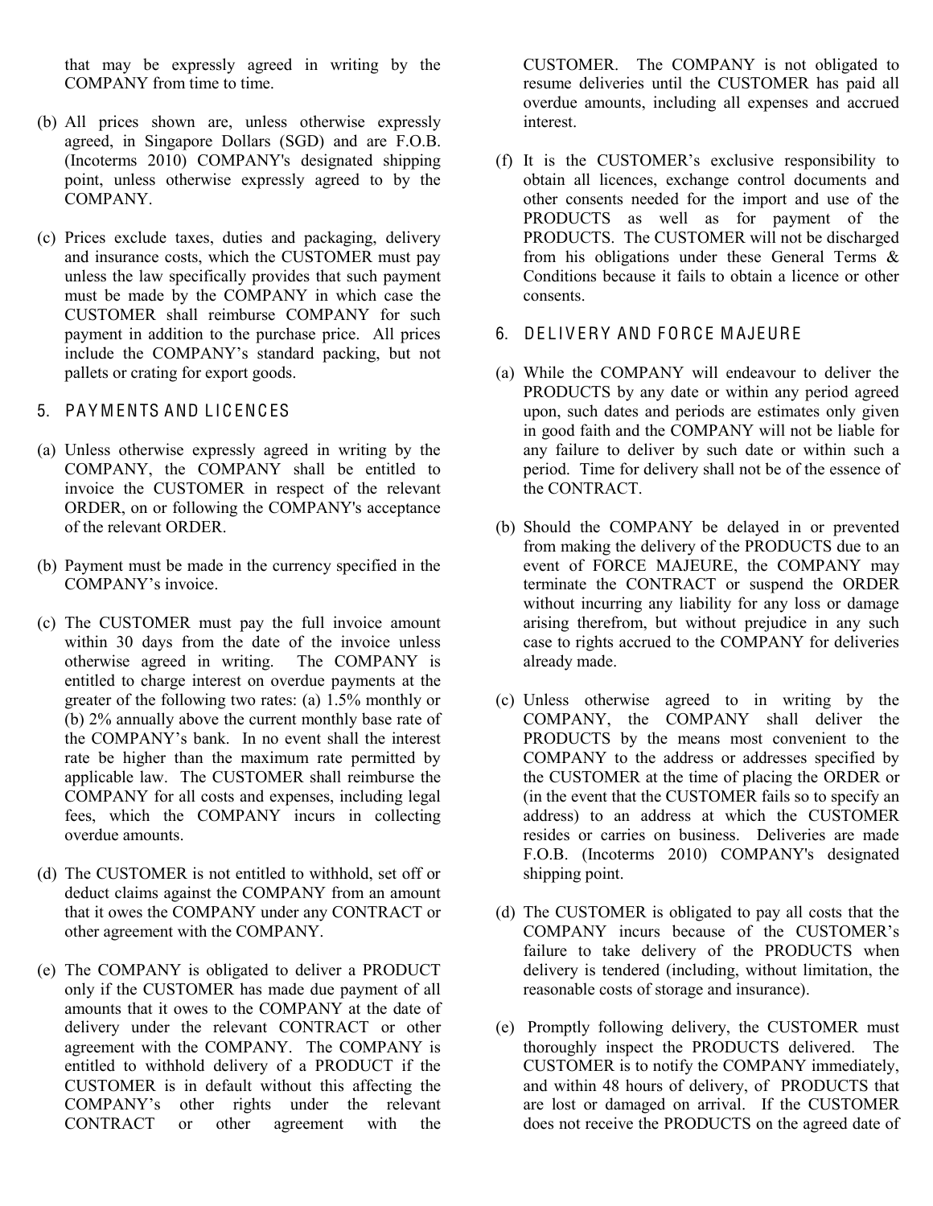that may be expressly agreed in writing by the COMPANY from time to time.

(b) All prices shown are, unless otherwise expressly agreed, in Singapore Dollars (SGD) and are F.O.B. (Incoterms 2010) COMPANY's designated shipping point, unless otherwise expressly agreed to by the COMPANY.

(c) Prices exclude taxes, duties and packaging, delivery and insurance costs, which the CUSTOMER must pay unless the law specifically provides that such payment must be made by the COMPANY in which case the CUSTOMER shall reimburse COMPANY for such payment in addition to the purchase price. All prices include the COMPANY's standard packing, but not pallets or crating for export goods.

## 5. PAYMENTS AND LICENCES

(a) Unless otherwise expressly agreed in writing by the COMPANY, the COMPANY shall be entitled to invoice the CUSTOMER in respect of the relevant ORDER, on or following the COMPANY's acceptance of the relevant ORDER.

(b) Payment must be made in the currency specified in the COMPANY's invoice.

(c) The CUSTOMER must pay the full invoice amount within 30 days from the date of the invoice unless otherwise agreed in writing. The COMPANY is entitled to charge interest on overdue payments at the greater of the following two rates: (a) 1.5% monthly or (b) 2% annually above the current monthly base rate of the COMPANY's bank. In no event shall the interest rate be higher than the maximum rate permitted by applicable law. The CUSTOMER shall reimburse the COMPANY for all costs and expenses, including legal fees, which the COMPANY incurs in collecting overdue amounts.

(d) The CUSTOMER is not entitled to withhold, set off or deduct claims against the COMPANY from an amount that it owes the COMPANY under any CONTRACT or other agreement with the COMPANY.

(e) The COMPANY is obligated to deliver a PRODUCT only if the CUSTOMER has made due payment of all amounts that it owes to the COMPANY at the date of delivery under the relevant CONTRACT or other agreement with the COMPANY. The COMPANY is entitled to withhold delivery of a PRODUCT if the CUSTOMER is in default without this affecting the COMPANY's other rights under the relevant CONTRACT or other agreement with the CUSTOMER. The COMPANY is not obligated to resume deliveries until the CUSTOMER has paid all overdue amounts, including all expenses and accrued interest.

(f) It is the CUSTOMER's exclusive responsibility to obtain all licences, exchange control documents and other consents needed for the import and use of the PRODUCTS as well as for payment of the PRODUCTS. The CUSTOMER will not be discharged from his obligations under these General Terms & Conditions because it fails to obtain a licence or other consents.

## 6. DELIVERY AND FORCE MAJEURE

(a) While the COMPANY will endeavour to deliver the PRODUCTS by any date or within any period agreed upon, such dates and periods are estimates only given in good faith and the COMPANY will not be liable for any failure to deliver by such date or within such a period. Time for delivery shall not be of the essence of the CONTRACT.

(b) Should the COMPANY be delayed in or prevented from making the delivery of the PRODUCTS due to an event of FORCE MAJEURE, the COMPANY may terminate the CONTRACT or suspend the ORDER without incurring any liability for any loss or damage arising therefrom, but without prejudice in any such case to rights accrued to the COMPANY for deliveries already made.

(c) Unless otherwise agreed to in writing by the COMPANY, the COMPANY shall deliver the PRODUCTS by the means most convenient to the COMPANY to the address or addresses specified by the CUSTOMER at the time of placing the ORDER or (in the event that the CUSTOMER fails so to specify an address) to an address at which the CUSTOMER resides or carries on business. Deliveries are made F.O.B. (Incoterms 2010) COMPANY's designated shipping point.

(d) The CUSTOMER is obligated to pay all costs that the COMPANY incurs because of the CUSTOMER's failure to take delivery of the PRODUCTS when delivery is tendered (including, without limitation, the reasonable costs of storage and insurance).

(e) Promptly following delivery, the CUSTOMER must thoroughly inspect the PRODUCTS delivered. The CUSTOMER is to notify the COMPANY immediately, and within 48 hours of delivery, of PRODUCTS that are lost or damaged on arrival. If the CUSTOMER does not receive the PRODUCTS on the agreed date of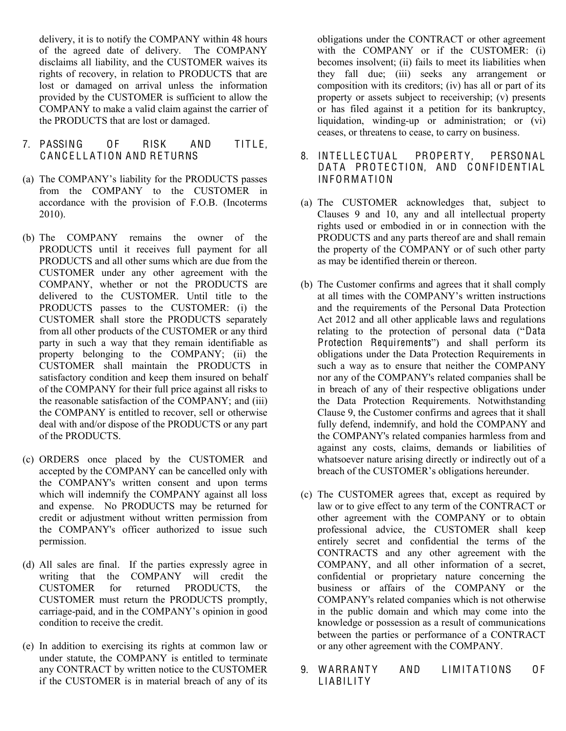delivery, it is to notify the COMPANY within 48 hours of the agreed date of delivery. The COMPANY disclaims all liability, and the CUSTOMER waives its rights of recovery, in relation to PRODUCTS that are lost or damaged on arrival unless the information provided by the CUSTOMER is sufficient to allow the COMPANY to make a valid claim against the carrier of the PRODUCTS that are lost or damaged.

## 7. PASSING OF RISK AND TITLE, CANCELLATION AND RETURNS

(a) The COMPANY's liability for the PRODUCTS passes from the COMPANY to the CUSTOMER in accordance with the provision of F.O.B. (Incoterms 2010).

(b) The COMPANY remains the owner of the PRODUCTS until it receives full payment for all PRODUCTS and all other sums which are due from the CUSTOMER under any other agreement with the COMPANY, whether or not the PRODUCTS are delivered to the CUSTOMER. Until title to the PRODUCTS passes to the CUSTOMER: (i) the CUSTOMER shall store the PRODUCTS separately from all other products of the CUSTOMER or any third party in such a way that they remain identifiable as property belonging to the COMPANY; (ii) the CUSTOMER shall maintain the PRODUCTS in satisfactory condition and keep them insured on behalf of the COMPANY for their full price against all risks to the reasonable satisfaction of the COMPANY; and (iii) the COMPANY is entitled to recover, sell or otherwise deal with and/or dispose of the PRODUCTS or any part of the PRODUCTS.

(c) ORDERS once placed by the CUSTOMER and accepted by the COMPANY can be cancelled only with the COMPANY's written consent and upon terms which will indemnify the COMPANY against all loss and expense. No PRODUCTS may be returned for credit or adjustment without written permission from the COMPANY's officer authorized to issue such permission.

(d) All sales are final. If the parties expressly agree in writing that the COMPANY will credit the CUSTOMER for returned PRODUCTS, the CUSTOMER must return the PRODUCTS promptly, carriage-paid, and in the COMPANY's opinion in good condition to receive the credit.

(e) In addition to exercising its rights at common law or under statute, the COMPANY is entitled to terminate any CONTRACT by written notice to the CUSTOMER if the CUSTOMER is in material breach of any of its obligations under the CONTRACT or other agreement with the COMPANY or if the CUSTOMER: (i) becomes insolvent; (ii) fails to meet its liabilities when they fall due; (iii) seeks any arrangement or composition with its creditors; (iv) has all or part of its property or assets subject to receivership; (v) presents or has filed against it a petition for its bankruptcy, liquidation, winding-up or administration; or (vi) ceases, or threatens to cease, to carry on business.

## 8. INTELLECTUAL PROPERTY, PERSONAL DATA PROTECTION, AND CONFIDENTIAL INFORMATION

(a) The CUSTOMER acknowledges that, subject to Clauses 9 and 10, any and all intellectual property rights used or embodied in or in connection with the PRODUCTS and any parts thereof are and shall remain the property of the COMPANY or of such other party as may be identified therein or thereon.

(b) The Customer confirms and agrees that it shall comply at all times with the COMPANY's written instructions and the requirements of the Personal Data Protection Act 2012 and all other applicable laws and regulations relating to the protection of personal data ("**Data Protection Requirements**") and shall perform its obligations under the Data Protection Requirements in such a way as to ensure that neither the COMPANY nor any of the COMPANY's related companies shall be in breach of any of their respective obligations under the Data Protection Requirements. Notwithstanding Clause 9, the Customer confirms and agrees that it shall fully defend, indemnify, and hold the COMPANY and the COMPANY's related companies harmless from and against any costs, claims, demands or liabilities of whatsoever nature arising directly or indirectly out of a breach of the CUSTOMER's obligations hereunder.

(c) The CUSTOMER agrees that, except as required by law or to give effect to any term of the CONTRACT or other agreement with the COMPANY or to obtain professional advice, the CUSTOMER shall keep entirely secret and confidential the terms of the CONTRACTS and any other agreement with the COMPANY, and all other information of a secret, confidential or proprietary nature concerning the business or affairs of the COMPANY or the COMPANY's related companies which is not otherwise in the public domain and which may come into the knowledge or possession as a result of communications between the parties or performance of a CONTRACT or any other agreement with the COMPANY.

## 9. WARRANTY AND LIMITATIONS OF LIABILITY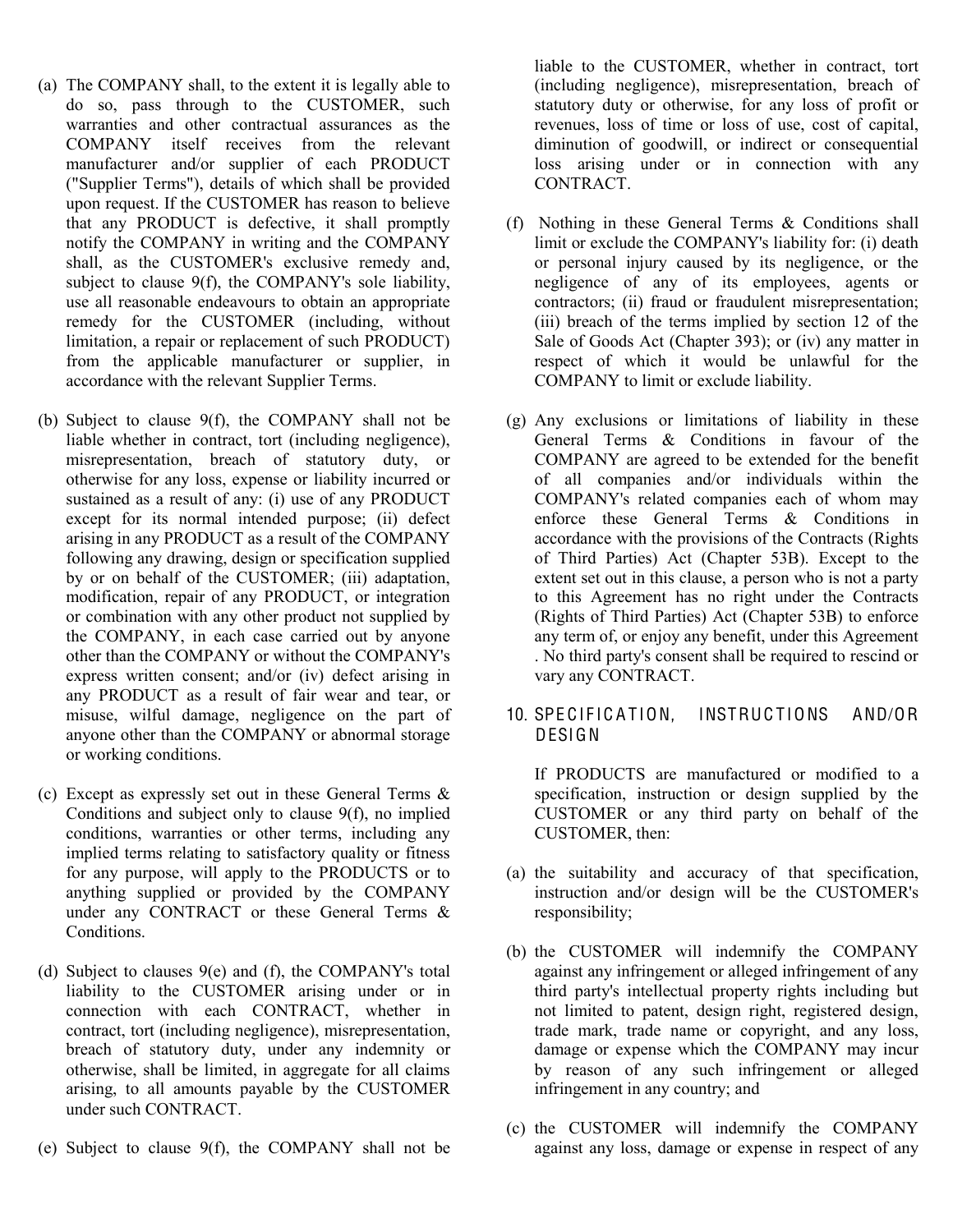(a) The COMPANY shall, to the extent it is legally able to do so, pass through to the CUSTOMER, such warranties and other contractual assurances as the COMPANY itself receives from the relevant manufacturer and/or supplier of each PRODUCT ("Supplier Terms"), details of which shall be provided upon request. If the CUSTOMER has reason to believe that any PRODUCT is defective, it shall promptly notify the COMPANY in writing and the COMPANY shall, as the CUSTOMER's exclusive remedy and, subject to clause 9(f), the COMPANY's sole liability, use all reasonable endeavours to obtain an appropriate remedy for the CUSTOMER (including, without limitation, a repair or replacement of such PRODUCT) from the applicable manufacturer or supplier, in accordance with the relevant Supplier Terms.

(b) Subject to clause 9(f), the COMPANY shall not be liable whether in contract, tort (including negligence), misrepresentation, breach of statutory duty, or otherwise for any loss, expense or liability incurred or sustained as a result of any: (i) use of any PRODUCT except for its normal intended purpose; (ii) defect arising in any PRODUCT as a result of the COMPANY following any drawing, design or specification supplied by or on behalf of the CUSTOMER; (iii) adaptation, modification, repair of any PRODUCT, or integration or combination with any other product not supplied by the COMPANY, in each case carried out by anyone other than the COMPANY or without the COMPANY's express written consent; and/or (iv) defect arising in any PRODUCT as a result of fair wear and tear, or misuse, wilful damage, negligence on the part of anyone other than the COMPANY or abnormal storage or working conditions.

(c) Except as expressly set out in these General Terms & Conditions and subject only to clause 9(f), no implied conditions, warranties or other terms, including any implied terms relating to satisfactory quality or fitness for any purpose, will apply to the PRODUCTS or to anything supplied or provided by the COMPANY under any CONTRACT or these General Terms & Conditions.

(d) Subject to clauses 9(e) and (f), the COMPANY's total liability to the CUSTOMER arising under or in connection with each CONTRACT, whether in contract, tort (including negligence), misrepresentation, breach of statutory duty, under any indemnity or otherwise, shall be limited, in aggregate for all claims arising, to all amounts payable by the CUSTOMER under such CONTRACT.

(e) Subject to clause 9(f), the COMPANY shall not be liable to the CUSTOMER, whether in contract, tort (including negligence), misrepresentation, breach of statutory duty or otherwise, for any loss of profit or revenues, loss of time or loss of use, cost of capital, diminution of goodwill, or indirect or consequential loss arising under or in connection with any CONTRACT.

(f) Nothing in these General Terms & Conditions shall limit or exclude the COMPANY's liability for: (i) death or personal injury caused by its negligence, or the negligence of any of its employees, agents or contractors; (ii) fraud or fraudulent misrepresentation; (iii) breach of the terms implied by section 12 of the Sale of Goods Act (Chapter 393); or (iv) any matter in respect of which it would be unlawful for the COMPANY to limit or exclude liability.

(g) Any exclusions or limitations of liability in these General Terms & Conditions in favour of the COMPANY are agreed to be extended for the benefit of all companies and/or individuals within the COMPANY's related companies each of whom may enforce these General Terms & Conditions in accordance with the provisions of the Contracts (Rights of Third Parties) Act (Chapter 53B). Except to the extent set out in this clause, a person who is not a party to this Agreement has no right under the Contracts (Rights of Third Parties) Act (Chapter 53B) to enforce any term of, or enjoy any benefit, under this Agreement . No third party's consent shall be required to rescind or vary any CONTRACT.

## 10. SPECIFICATION, INSTRUCTIONS AND/OR DESIGN

If PRODUCTS are manufactured or modified to a specification, instruction or design supplied by the CUSTOMER or any third party on behalf of the CUSTOMER, then:

(a) the suitability and accuracy of that specification, instruction and/or design will be the CUSTOMER's responsibility;

(b) the CUSTOMER will indemnify the COMPANY against any infringement or alleged infringement of any third party's intellectual property rights including but not limited to patent, design right, registered design, trade mark, trade name or copyright, and any loss, damage or expense which the COMPANY may incur by reason of any such infringement or alleged infringement in any country; and

(c) the CUSTOMER will indemnify the COMPANY against any loss, damage or expense in respect of any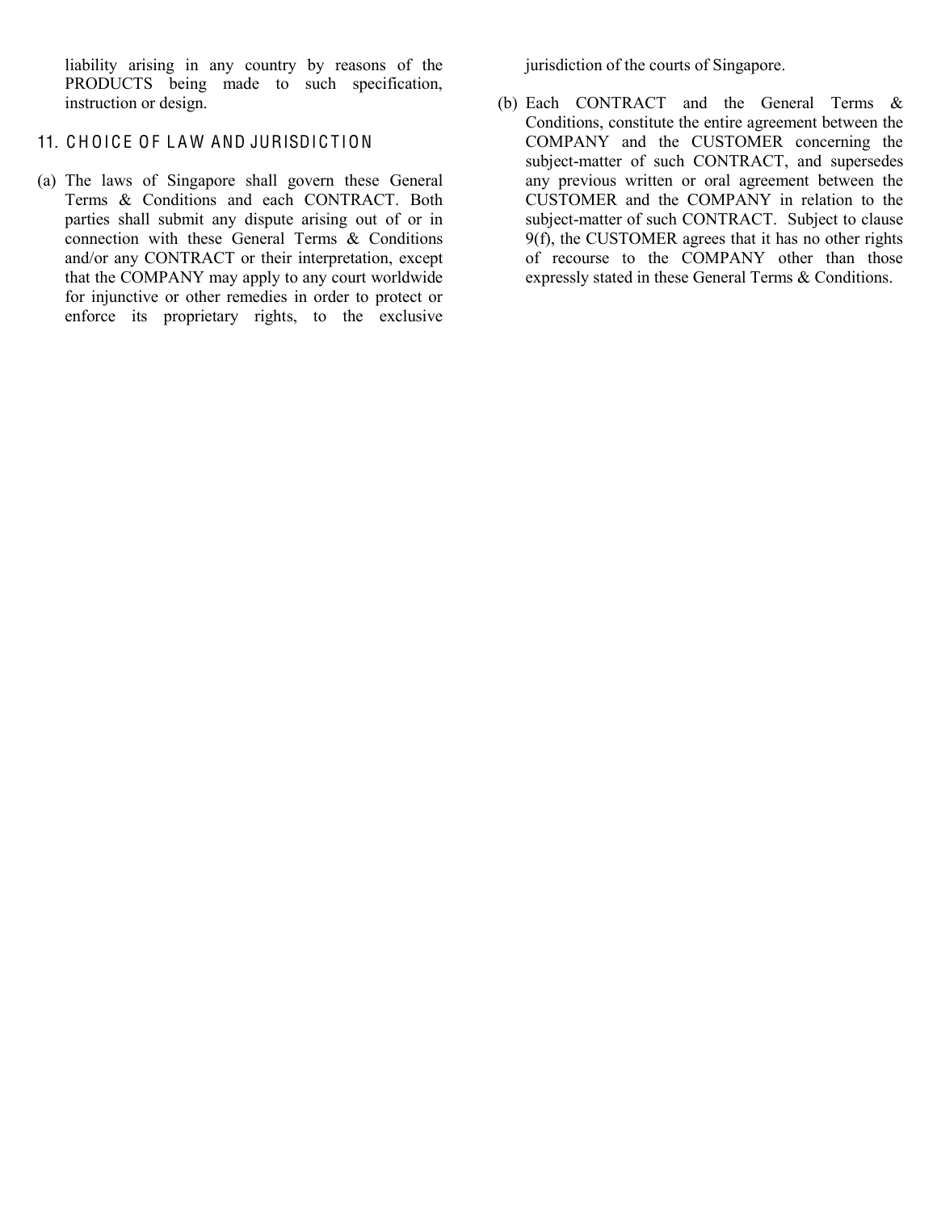liability arising in any country by reasons of the PRODUCTS being made to such specification, instruction or design.

## 11. CHOICE OF LAW AND JURISDICTION

(a) The laws of Singapore shall govern these General Terms & Conditions and each CONTRACT. Both parties shall submit any dispute arising out of or in connection with these General Terms & Conditions and/or any CONTRACT or their interpretation, except that the COMPANY may apply to any court worldwide for injunctive or other remedies in order to protect or enforce its proprietary rights, to the exclusive jurisdiction of the courts of Singapore.

(b) Each CONTRACT and the General Terms & Conditions, constitute the entire agreement between the COMPANY and the CUSTOMER concerning the subject-matter of such CONTRACT, and supersedes any previous written or oral agreement between the CUSTOMER and the COMPANY in relation to the subject-matter of such CONTRACT. Subject to clause 9(f), the CUSTOMER agrees that it has no other rights of recourse to the COMPANY other than those expressly stated in these General Terms & Conditions.